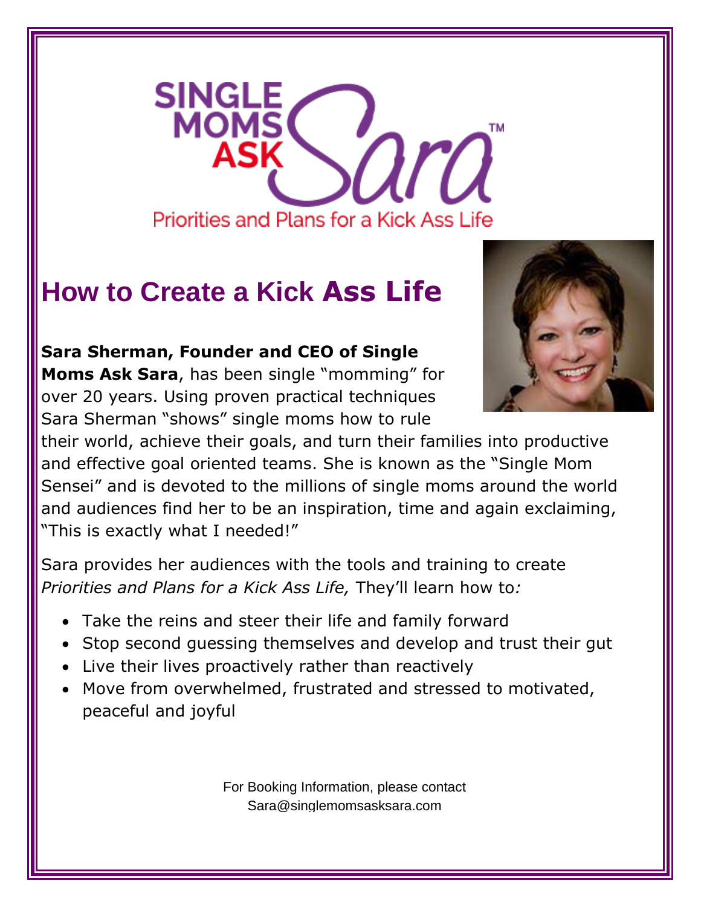SINGLE MOMS ASK Sara™

Priorities and Plans for a Kick Ass Life

# How to Create a Kick Ass Life

**Sara Sherman, Founder and CEO of Single Moms Ask Sara**, has been single "momming" for over 20 years. Using proven practical techniques Sara Sherman "shows" single moms how to rule their world, achieve their goals, and turn their families into productive and effective goal oriented teams. She is known as the "Single Mom Sensei" and is devoted to the millions of single moms around the world and audiences find her to be an inspiration, time and again exclaiming, "This is exactly what I needed!"

Sara provides her audiences with the tools and training to create *Priorities and Plans for a Kick Ass Life,* They'll learn how to*:*

- Take the reins and steer their life and family forward
- Stop second guessing themselves and develop and trust their gut
- Live their lives proactively rather than reactively
- Move from overwhelmed, frustrated and stressed to motivated, peaceful and joyful

For Booking Information, please contact
Sara@singlemomsasksara.com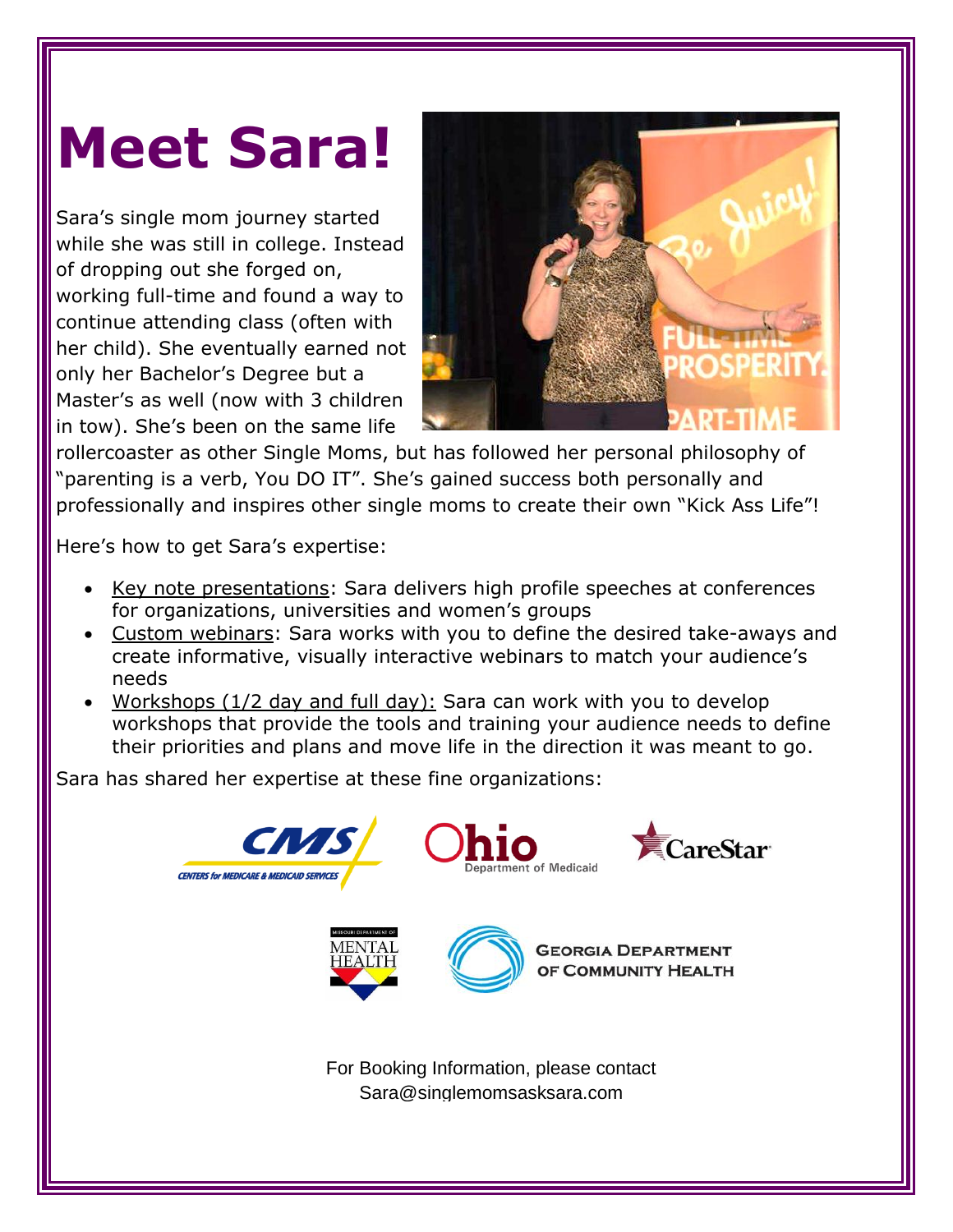# Meet Sara!

Sara's single mom journey started while she was still in college. Instead of dropping out she forged on, working full-time and found a way to continue attending class (often with her child). She eventually earned not only her Bachelor's Degree but a Master's as well (now with 3 children in tow). She's been on the same life rollercoaster as other Single Moms, but has followed her personal philosophy of "parenting is a verb, You DO IT". She's gained success both personally and professionally and inspires other single moms to create their own "Kick Ass Life"!

Here's how to get Sara's expertise:

- Key note presentations: Sara delivers high profile speeches at conferences for organizations, universities and women's groups
- Custom webinars: Sara works with you to define the desired take-aways and create informative, visually interactive webinars to match your audience's needs
- Workshops (1/2 day and full day): Sara can work with you to develop workshops that provide the tools and training your audience needs to define their priorities and plans and move life in the direction it was meant to go.

Sara has shared her expertise at these fine organizations:

CMS Centers for Medicare & Medicaid Services

Ohio Department of Medicaid

CareStar

Missouri Department of Mental Health

Georgia Department of Community Health

For Booking Information, please contact
Sara@singlemomsasksara.com